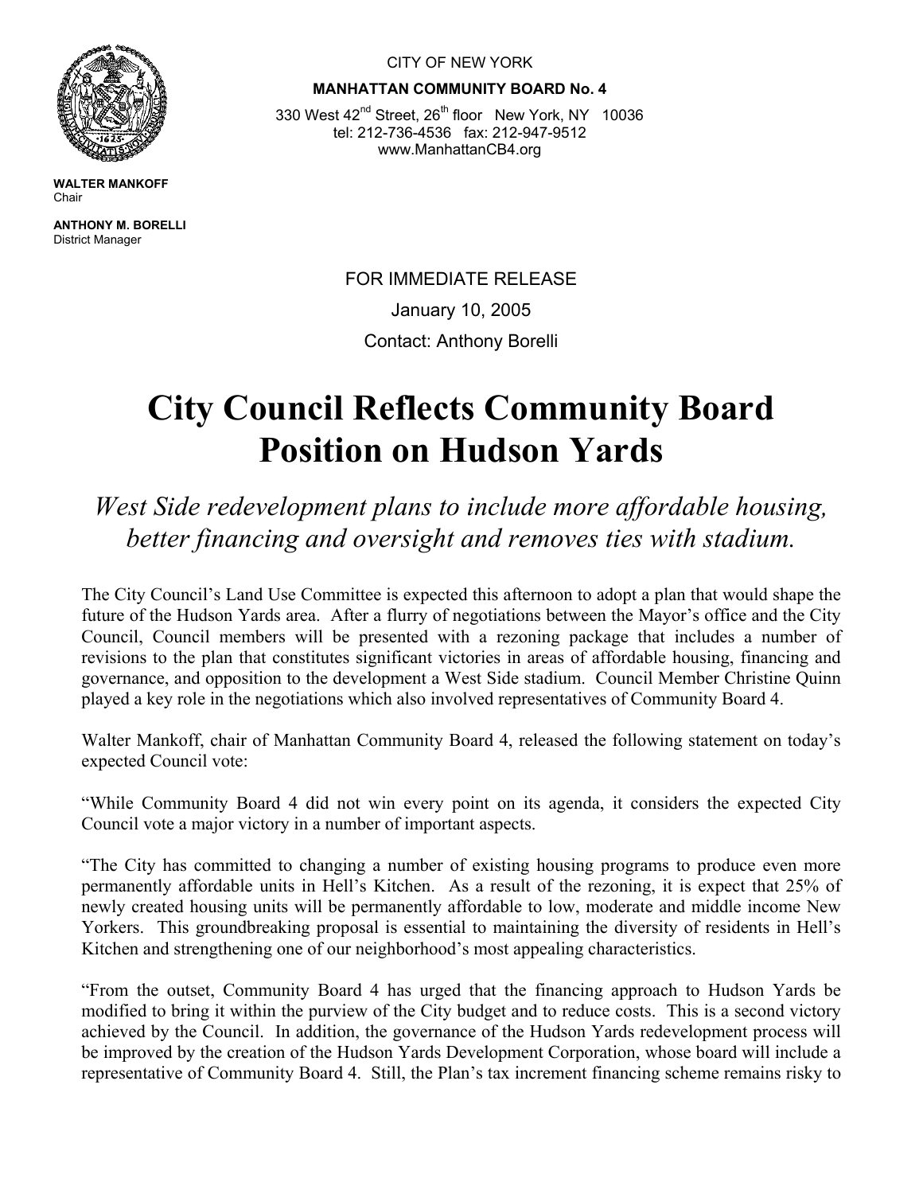CITY OF NEW YORK

**MANHATTAN COMMUNITY BOARD No. 4**

330 West 42nd Street, 26th floor New York, NY 10036
tel: 212-736-4536 fax: 212-947-9512
www.ManhattanCB4.org

**WALTER MANKOFF**
Chair

**ANTHONY M. BORELLI**
District Manager

FOR IMMEDIATE RELEASE

January 10, 2005

Contact: Anthony Borelli

# City Council Reflects Community Board Position on Hudson Yards

*West Side redevelopment plans to include more affordable housing, better financing and oversight and removes ties with stadium.*

The City Council's Land Use Committee is expected this afternoon to adopt a plan that would shape the future of the Hudson Yards area. After a flurry of negotiations between the Mayor's office and the City Council, Council members will be presented with a rezoning package that includes a number of revisions to the plan that constitutes significant victories in areas of affordable housing, financing and governance, and opposition to the development a West Side stadium. Council Member Christine Quinn played a key role in the negotiations which also involved representatives of Community Board 4.

Walter Mankoff, chair of Manhattan Community Board 4, released the following statement on today's expected Council vote:

"While Community Board 4 did not win every point on its agenda, it considers the expected City Council vote a major victory in a number of important aspects.

"The City has committed to changing a number of existing housing programs to produce even more permanently affordable units in Hell's Kitchen. As a result of the rezoning, it is expect that 25% of newly created housing units will be permanently affordable to low, moderate and middle income New Yorkers. This groundbreaking proposal is essential to maintaining the diversity of residents in Hell's Kitchen and strengthening one of our neighborhood's most appealing characteristics.

"From the outset, Community Board 4 has urged that the financing approach to Hudson Yards be modified to bring it within the purview of the City budget and to reduce costs. This is a second victory achieved by the Council. In addition, the governance of the Hudson Yards redevelopment process will be improved by the creation of the Hudson Yards Development Corporation, whose board will include a representative of Community Board 4. Still, the Plan's tax increment financing scheme remains risky to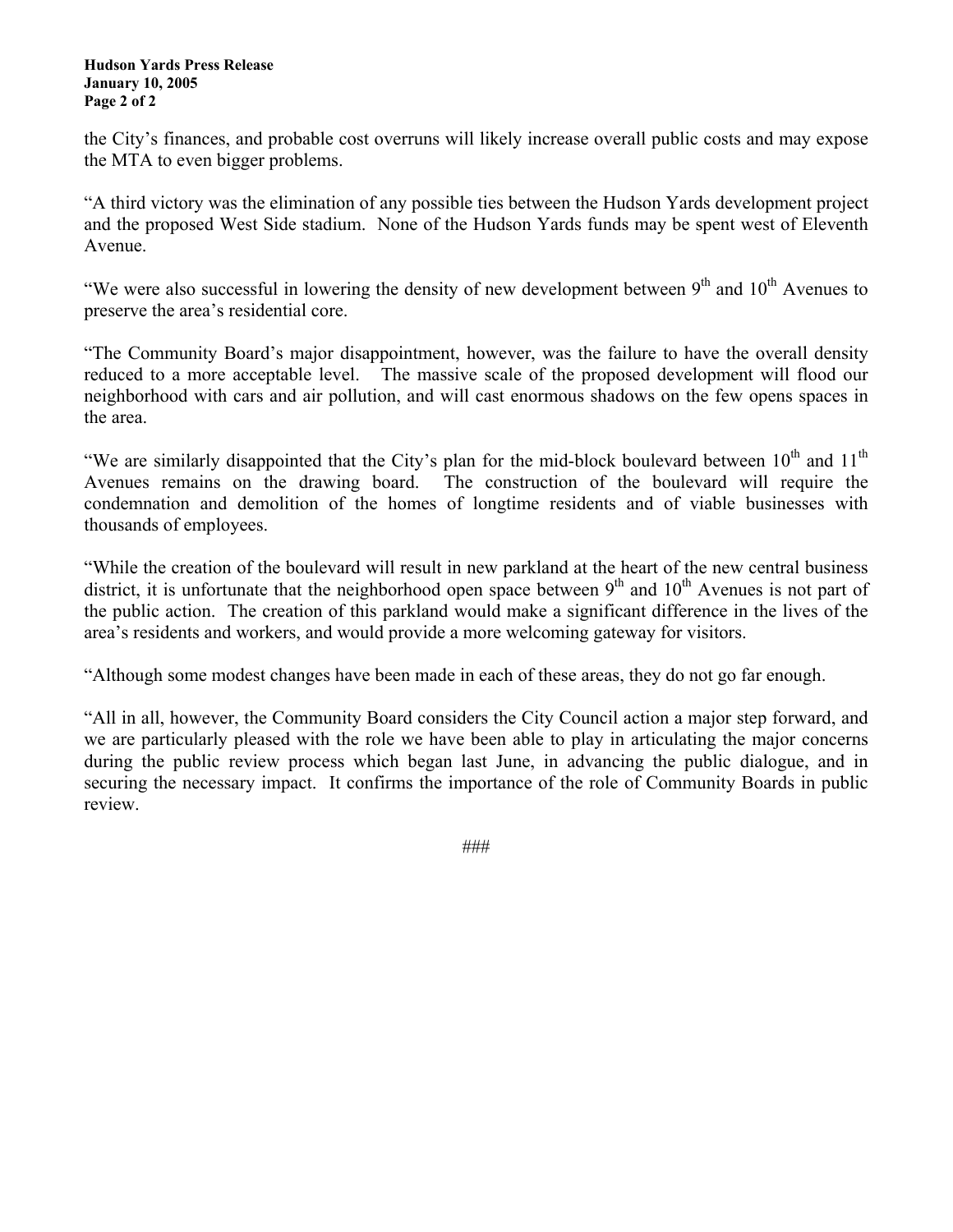the City's finances, and probable cost overruns will likely increase overall public costs and may expose the MTA to even bigger problems.

"A third victory was the elimination of any possible ties between the Hudson Yards development project and the proposed West Side stadium. None of the Hudson Yards funds may be spent west of Eleventh Avenue.

"We were also successful in lowering the density of new development between 9th and 10th Avenues to preserve the area's residential core.

"The Community Board's major disappointment, however, was the failure to have the overall density reduced to a more acceptable level. The massive scale of the proposed development will flood our neighborhood with cars and air pollution, and will cast enormous shadows on the few opens spaces in the area.

"We are similarly disappointed that the City's plan for the mid-block boulevard between 10th and 11th Avenues remains on the drawing board. The construction of the boulevard will require the condemnation and demolition of the homes of longtime residents and of viable businesses with thousands of employees.

"While the creation of the boulevard will result in new parkland at the heart of the new central business district, it is unfortunate that the neighborhood open space between 9th and 10th Avenues is not part of the public action. The creation of this parkland would make a significant difference in the lives of the area's residents and workers, and would provide a more welcoming gateway for visitors.

"Although some modest changes have been made in each of these areas, they do not go far enough.

"All in all, however, the Community Board considers the City Council action a major step forward, and we are particularly pleased with the role we have been able to play in articulating the major concerns during the public review process which began last June, in advancing the public dialogue, and in securing the necessary impact. It confirms the importance of the role of Community Boards in public review.

###